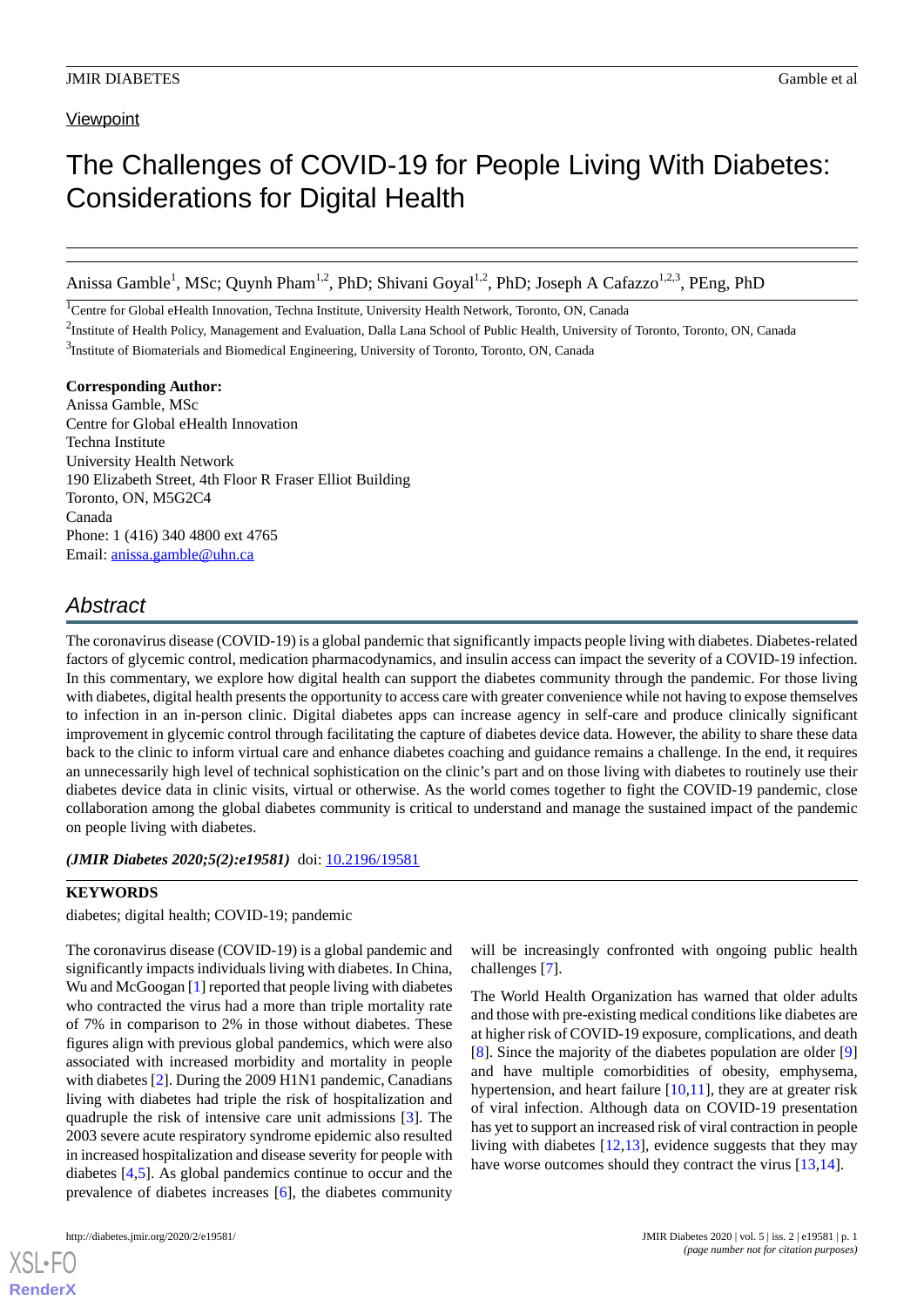Viewpoint

# The Challenges of COVID-19 for People Living With Diabetes: Considerations for Digital Health

Anissa Gamble[1], MSc; Quynh Pham[1,2], PhD; Shivani Goyal[1,2], PhD; Joseph A Cafazzo[1,2,3], PEng, PhD

[1]Centre for Global eHealth Innovation, Techna Institute, University Health Network, Toronto, ON, Canada

[2]Institute of Health Policy, Management and Evaluation, Dalla Lana School of Public Health, University of Toronto, Toronto, ON, Canada

[3]Institute of Biomaterials and Biomedical Engineering, University of Toronto, Toronto, ON, Canada

**Corresponding Author:**
Anissa Gamble, MSc
Centre for Global eHealth Innovation
Techna Institute
University Health Network
190 Elizabeth Street, 4th Floor R Fraser Elliot Building
Toronto, ON, M5G2C4
Canada
Phone: 1 (416) 340 4800 ext 4765
Email: anissa.gamble@uhn.ca

## Abstract

The coronavirus disease (COVID-19) is a global pandemic that significantly impacts people living with diabetes. Diabetes-related factors of glycemic control, medication pharmacodynamics, and insulin access can impact the severity of a COVID-19 infection. In this commentary, we explore how digital health can support the diabetes community through the pandemic. For those living with diabetes, digital health presents the opportunity to access care with greater convenience while not having to expose themselves to infection in an in-person clinic. Digital diabetes apps can increase agency in self-care and produce clinically significant improvement in glycemic control through facilitating the capture of diabetes device data. However, the ability to share these data back to the clinic to inform virtual care and enhance diabetes coaching and guidance remains a challenge. In the end, it requires an unnecessarily high level of technical sophistication on the clinic's part and on those living with diabetes to routinely use their diabetes device data in clinic visits, virtual or otherwise. As the world comes together to fight the COVID-19 pandemic, close collaboration among the global diabetes community is critical to understand and manage the sustained impact of the pandemic on people living with diabetes.

***(JMIR Diabetes 2020;5(2):e19581)*** doi: 10.2196/19581

**KEYWORDS**

diabetes; digital health; COVID-19; pandemic

The coronavirus disease (COVID-19) is a global pandemic and significantly impacts individuals living with diabetes. In China, Wu and McGoogan [1] reported that people living with diabetes who contracted the virus had a more than triple mortality rate of 7% in comparison to 2% in those without diabetes. These figures align with previous global pandemics, which were also associated with increased morbidity and mortality in people with diabetes [2]. During the 2009 H1N1 pandemic, Canadians living with diabetes had triple the risk of hospitalization and quadruple the risk of intensive care unit admissions [3]. The 2003 severe acute respiratory syndrome epidemic also resulted in increased hospitalization and disease severity for people with diabetes [4,5]. As global pandemics continue to occur and the prevalence of diabetes increases [6], the diabetes community will be increasingly confronted with ongoing public health challenges [7].

The World Health Organization has warned that older adults and those with pre-existing medical conditions like diabetes are at higher risk of COVID-19 exposure, complications, and death [8]. Since the majority of the diabetes population are older [9] and have multiple comorbidities of obesity, emphysema, hypertension, and heart failure [10,11], they are at greater risk of viral infection. Although data on COVID-19 presentation has yet to support an increased risk of viral contraction in people living with diabetes [12,13], evidence suggests that they may have worse outcomes should they contract the virus [13,14].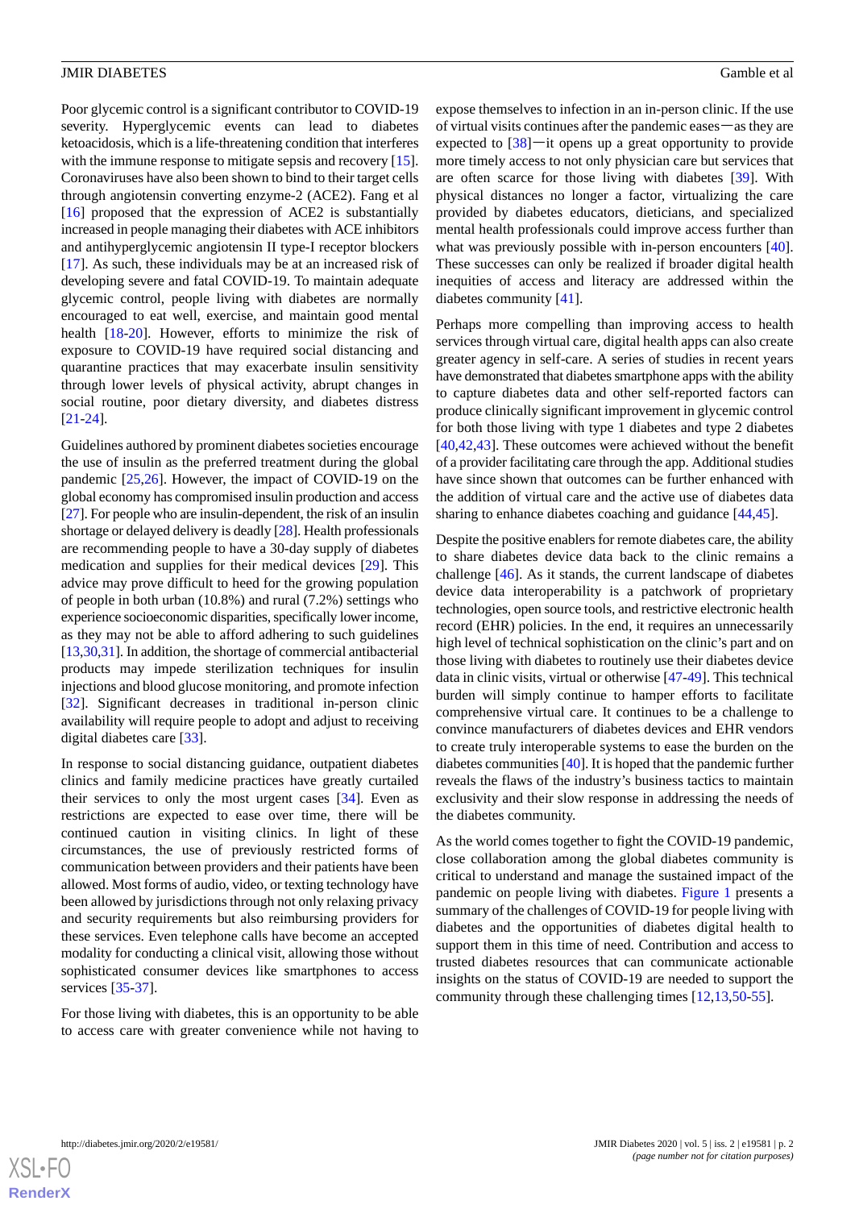Poor glycemic control is a significant contributor to COVID-19 severity. Hyperglycemic events can lead to diabetes ketoacidosis, which is a life-threatening condition that interferes with the immune response to mitigate sepsis and recovery [15]. Coronaviruses have also been shown to bind to their target cells through angiotensin converting enzyme-2 (ACE2). Fang et al [16] proposed that the expression of ACE2 is substantially increased in people managing their diabetes with ACE inhibitors and antihyperglycemic angiotensin II type-I receptor blockers [17]. As such, these individuals may be at an increased risk of developing severe and fatal COVID-19. To maintain adequate glycemic control, people living with diabetes are normally encouraged to eat well, exercise, and maintain good mental health [18-20]. However, efforts to minimize the risk of exposure to COVID-19 have required social distancing and quarantine practices that may exacerbate insulin sensitivity through lower levels of physical activity, abrupt changes in social routine, poor dietary diversity, and diabetes distress [21-24].

Guidelines authored by prominent diabetes societies encourage the use of insulin as the preferred treatment during the global pandemic [25,26]. However, the impact of COVID-19 on the global economy has compromised insulin production and access [27]. For people who are insulin-dependent, the risk of an insulin shortage or delayed delivery is deadly [28]. Health professionals are recommending people to have a 30-day supply of diabetes medication and supplies for their medical devices [29]. This advice may prove difficult to heed for the growing population of people in both urban (10.8%) and rural (7.2%) settings who experience socioeconomic disparities, specifically lower income, as they may not be able to afford adhering to such guidelines [13,30,31]. In addition, the shortage of commercial antibacterial products may impede sterilization techniques for insulin injections and blood glucose monitoring, and promote infection [32]. Significant decreases in traditional in-person clinic availability will require people to adopt and adjust to receiving digital diabetes care [33].

In response to social distancing guidance, outpatient diabetes clinics and family medicine practices have greatly curtailed their services to only the most urgent cases [34]. Even as restrictions are expected to ease over time, there will be continued caution in visiting clinics. In light of these circumstances, the use of previously restricted forms of communication between providers and their patients have been allowed. Most forms of audio, video, or texting technology have been allowed by jurisdictions through not only relaxing privacy and security requirements but also reimbursing providers for these services. Even telephone calls have become an accepted modality for conducting a clinical visit, allowing those without sophisticated consumer devices like smartphones to access services [35-37].

For those living with diabetes, this is an opportunity to be able to access care with greater convenience while not having to expose themselves to infection in an in-person clinic. If the use of virtual visits continues after the pandemic eases—as they are expected to [38]—it opens up a great opportunity to provide more timely access to not only physician care but services that are often scarce for those living with diabetes [39]. With physical distances no longer a factor, virtualizing the care provided by diabetes educators, dieticians, and specialized mental health professionals could improve access further than what was previously possible with in-person encounters [40]. These successes can only be realized if broader digital health inequities of access and literacy are addressed within the diabetes community [41].

Perhaps more compelling than improving access to health services through virtual care, digital health apps can also create greater agency in self-care. A series of studies in recent years have demonstrated that diabetes smartphone apps with the ability to capture diabetes data and other self-reported factors can produce clinically significant improvement in glycemic control for both those living with type 1 diabetes and type 2 diabetes [40,42,43]. These outcomes were achieved without the benefit of a provider facilitating care through the app. Additional studies have since shown that outcomes can be further enhanced with the addition of virtual care and the active use of diabetes data sharing to enhance diabetes coaching and guidance [44,45].

Despite the positive enablers for remote diabetes care, the ability to share diabetes device data back to the clinic remains a challenge [46]. As it stands, the current landscape of diabetes device data interoperability is a patchwork of proprietary technologies, open source tools, and restrictive electronic health record (EHR) policies. In the end, it requires an unnecessarily high level of technical sophistication on the clinic's part and on those living with diabetes to routinely use their diabetes device data in clinic visits, virtual or otherwise [47-49]. This technical burden will simply continue to hamper efforts to facilitate comprehensive virtual care. It continues to be a challenge to convince manufacturers of diabetes devices and EHR vendors to create truly interoperable systems to ease the burden on the diabetes communities [40]. It is hoped that the pandemic further reveals the flaws of the industry's business tactics to maintain exclusivity and their slow response in addressing the needs of the diabetes community.

As the world comes together to fight the COVID-19 pandemic, close collaboration among the global diabetes community is critical to understand and manage the sustained impact of the pandemic on people living with diabetes. Figure 1 presents a summary of the challenges of COVID-19 for people living with diabetes and the opportunities of diabetes digital health to support them in this time of need. Contribution and access to trusted diabetes resources that can communicate actionable insights on the status of COVID-19 are needed to support the community through these challenging times [12,13,50-55].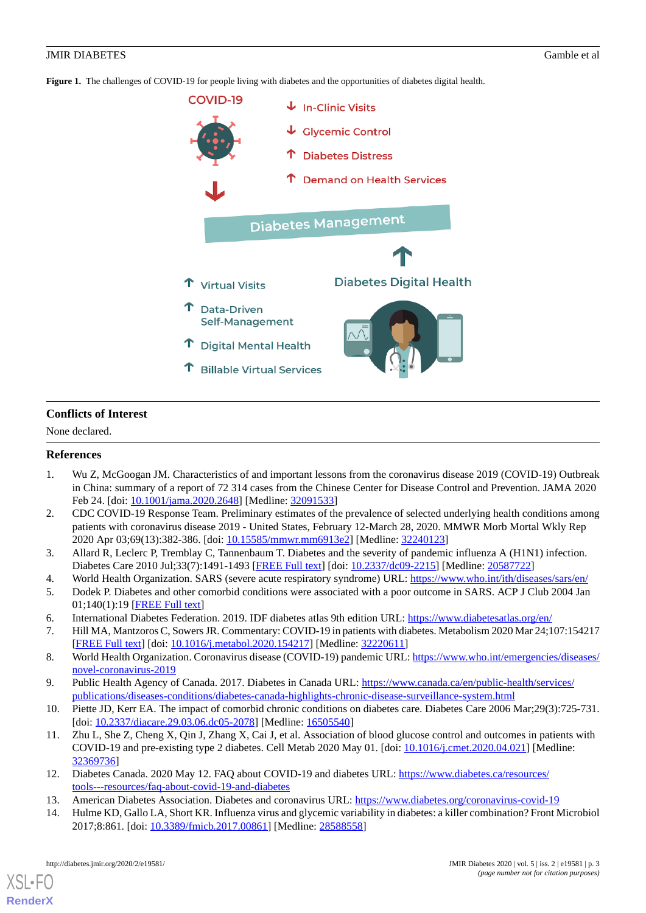**Figure 1.** The challenges of COVID-19 for people living with diabetes and the opportunities of diabetes digital health.

## Conflicts of Interest

None declared.

## References

1. Wu Z, McGoogan JM. Characteristics of and important lessons from the coronavirus disease 2019 (COVID-19) Outbreak in China: summary of a report of 72 314 cases from the Chinese Center for Disease Control and Prevention. JAMA 2020 Feb 24. [doi: 10.1001/jama.2020.2648] [Medline: 32091533]
2. CDC COVID-19 Response Team. Preliminary estimates of the prevalence of selected underlying health conditions among patients with coronavirus disease 2019 - United States, February 12-March 28, 2020. MMWR Morb Mortal Wkly Rep 2020 Apr 03;69(13):382-386. [doi: 10.15585/mmwr.mm6913e2] [Medline: 32240123]
3. Allard R, Leclerc P, Tremblay C, Tannenbaum T. Diabetes and the severity of pandemic influenza A (H1N1) infection. Diabetes Care 2010 Jul;33(7):1491-1493 [FREE Full text] [doi: 10.2337/dc09-2215] [Medline: 20587722]
4. World Health Organization. SARS (severe acute respiratory syndrome) URL: https://www.who.int/ith/diseases/sars/en/
5. Dodek P. Diabetes and other comorbid conditions were associated with a poor outcome in SARS. ACP J Club 2004 Jan 01;140(1):19 [FREE Full text]
6. International Diabetes Federation. 2019. IDF diabetes atlas 9th edition URL: https://www.diabetesatlas.org/en/
7. Hill MA, Mantzoros C, Sowers JR. Commentary: COVID-19 in patients with diabetes. Metabolism 2020 Mar 24;107:154217 [FREE Full text] [doi: 10.1016/j.metabol.2020.154217] [Medline: 32220611]
8. World Health Organization. Coronavirus disease (COVID-19) pandemic URL: https://www.who.int/emergencies/diseases/novel-coronavirus-2019
9. Public Health Agency of Canada. 2017. Diabetes in Canada URL: https://www.canada.ca/en/public-health/services/publications/diseases-conditions/diabetes-canada-highlights-chronic-disease-surveillance-system.html
10. Piette JD, Kerr EA. The impact of comorbid chronic conditions on diabetes care. Diabetes Care 2006 Mar;29(3):725-731. [doi: 10.2337/diacare.29.03.06.dc05-2078] [Medline: 16505540]
11. Zhu L, She Z, Cheng X, Qin J, Zhang X, Cai J, et al. Association of blood glucose control and outcomes in patients with COVID-19 and pre-existing type 2 diabetes. Cell Metab 2020 May 01. [doi: 10.1016/j.cmet.2020.04.021] [Medline: 32369736]
12. Diabetes Canada. 2020 May 12. FAQ about COVID-19 and diabetes URL: https://www.diabetes.ca/resources/tools---resources/faq-about-covid-19-and-diabetes
13. American Diabetes Association. Diabetes and coronavirus URL: https://www.diabetes.org/coronavirus-covid-19
14. Hulme KD, Gallo LA, Short KR. Influenza virus and glycemic variability in diabetes: a killer combination? Front Microbiol 2017;8:861. [doi: 10.3389/fmicb.2017.00861] [Medline: 28588558]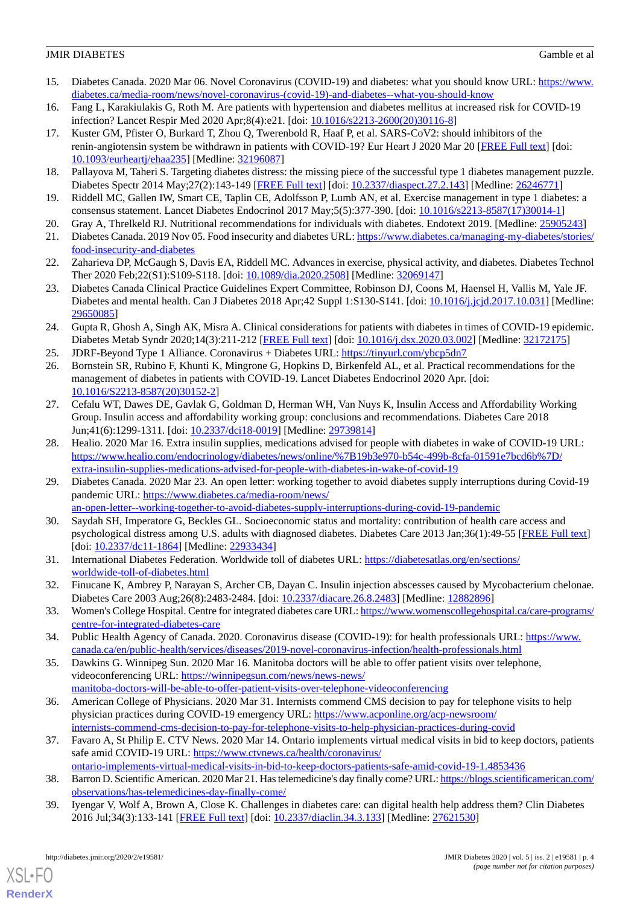15. Diabetes Canada. 2020 Mar 06. Novel Coronavirus (COVID-19) and diabetes: what you should know URL: https://www.diabetes.ca/media-room/news/novel-coronavirus-(covid-19)-and-diabetes--what-you-should-know
16. Fang L, Karakiulakis G, Roth M. Are patients with hypertension and diabetes mellitus at increased risk for COVID-19 infection? Lancet Respir Med 2020 Apr;8(4):e21. [doi: 10.1016/s2213-2600(20)30116-8]
17. Kuster GM, Pfister O, Burkard T, Zhou Q, Twerenbold R, Haaf P, et al. SARS-CoV2: should inhibitors of the renin-angiotensin system be withdrawn in patients with COVID-19? Eur Heart J 2020 Mar 20 [FREE Full text] [doi: 10.1093/eurheartj/ehaa235] [Medline: 32196087]
18. Pallayova M, Taheri S. Targeting diabetes distress: the missing piece of the successful type 1 diabetes management puzzle. Diabetes Spectr 2014 May;27(2):143-149 [FREE Full text] [doi: 10.2337/diaspect.27.2.143] [Medline: 26246771]
19. Riddell MC, Gallen IW, Smart CE, Taplin CE, Adolfsson P, Lumb AN, et al. Exercise management in type 1 diabetes: a consensus statement. Lancet Diabetes Endocrinol 2017 May;5(5):377-390. [doi: 10.1016/s2213-8587(17)30014-1]
20. Gray A, Threlkeld RJ. Nutritional recommendations for individuals with diabetes. Endotext 2019. [Medline: 25905243]
21. Diabetes Canada. 2019 Nov 05. Food insecurity and diabetes URL: https://www.diabetes.ca/managing-my-diabetes/stories/food-insecurity-and-diabetes
22. Zaharieva DP, McGaugh S, Davis EA, Riddell MC. Advances in exercise, physical activity, and diabetes. Diabetes Technol Ther 2020 Feb;22(S1):S109-S118. [doi: 10.1089/dia.2020.2508] [Medline: 32069147]
23. Diabetes Canada Clinical Practice Guidelines Expert Committee, Robinson DJ, Coons M, Haensel H, Vallis M, Yale JF. Diabetes and mental health. Can J Diabetes 2018 Apr;42 Suppl 1:S130-S141. [doi: 10.1016/j.jcjd.2017.10.031] [Medline: 29650085]
24. Gupta R, Ghosh A, Singh AK, Misra A. Clinical considerations for patients with diabetes in times of COVID-19 epidemic. Diabetes Metab Syndr 2020;14(3):211-212 [FREE Full text] [doi: 10.1016/j.dsx.2020.03.002] [Medline: 32172175]
25. JDRF-Beyond Type 1 Alliance. Coronavirus + Diabetes URL: https://tinyurl.com/ybcp5dn7
26. Bornstein SR, Rubino F, Khunti K, Mingrone G, Hopkins D, Birkenfeld AL, et al. Practical recommendations for the management of diabetes in patients with COVID-19. Lancet Diabetes Endocrinol 2020 Apr. [doi: 10.1016/S2213-8587(20)30152-2]
27. Cefalu WT, Dawes DE, Gavlak G, Goldman D, Herman WH, Van Nuys K, Insulin Access and Affordability Working Group. Insulin access and affordability working group: conclusions and recommendations. Diabetes Care 2018 Jun;41(6):1299-1311. [doi: 10.2337/dci18-0019] [Medline: 29739814]
28. Healio. 2020 Mar 16. Extra insulin supplies, medications advised for people with diabetes in wake of COVID-19 URL: https://www.healio.com/endocrinology/diabetes/news/online/%7B19b3e970-b54c-499b-8cfa-01591e7bcd6b%7D/extra-insulin-supplies-medications-advised-for-people-with-diabetes-in-wake-of-covid-19
29. Diabetes Canada. 2020 Mar 23. An open letter: working together to avoid diabetes supply interruptions during Covid-19 pandemic URL: https://www.diabetes.ca/media-room/news/an-open-letter--working-together-to-avoid-diabetes-supply-interruptions-during-covid-19-pandemic
30. Saydah SH, Imperatore G, Beckles GL. Socioeconomic status and mortality: contribution of health care access and psychological distress among U.S. adults with diagnosed diabetes. Diabetes Care 2013 Jan;36(1):49-55 [FREE Full text] [doi: 10.2337/dc11-1864] [Medline: 22933434]
31. International Diabetes Federation. Worldwide toll of diabetes URL: https://diabetesatlas.org/en/sections/worldwide-toll-of-diabetes.html
32. Finucane K, Ambrey P, Narayan S, Archer CB, Dayan C. Insulin injection abscesses caused by Mycobacterium chelonae. Diabetes Care 2003 Aug;26(8):2483-2484. [doi: 10.2337/diacare.26.8.2483] [Medline: 12882896]
33. Women's College Hospital. Centre for integrated diabetes care URL: https://www.womenscollegehospital.ca/care-programs/centre-for-integrated-diabetes-care
34. Public Health Agency of Canada. 2020. Coronavirus disease (COVID-19): for health professionals URL: https://www.canada.ca/en/public-health/services/diseases/2019-novel-coronavirus-infection/health-professionals.html
35. Dawkins G. Winnipeg Sun. 2020 Mar 16. Manitoba doctors will be able to offer patient visits over telephone, videoconferencing URL: https://winnipegsun.com/news/news-news/manitoba-doctors-will-be-able-to-offer-patient-visits-over-telephone-videoconferencing
36. American College of Physicians. 2020 Mar 31. Internists commend CMS decision to pay for telephone visits to help physician practices during COVID-19 emergency URL: https://www.acponline.org/acp-newsroom/internists-commend-cms-decision-to-pay-for-telephone-visits-to-help-physician-practices-during-covid
37. Favaro A, St Philip E. CTV News. 2020 Mar 14. Ontario implements virtual medical visits in bid to keep doctors, patients safe amid COVID-19 URL: https://www.ctvnews.ca/health/coronavirus/ontario-implements-virtual-medical-visits-in-bid-to-keep-doctors-patients-safe-amid-covid-19-1.4853436
38. Barron D. Scientific American. 2020 Mar 21. Has telemedicine's day finally come? URL: https://blogs.scientificamerican.com/observations/has-telemedicines-day-finally-come/
39. Iyengar V, Wolf A, Brown A, Close K. Challenges in diabetes care: can digital health help address them? Clin Diabetes 2016 Jul;34(3):133-141 [FREE Full text] [doi: 10.2337/diaclin.34.3.133] [Medline: 27621530]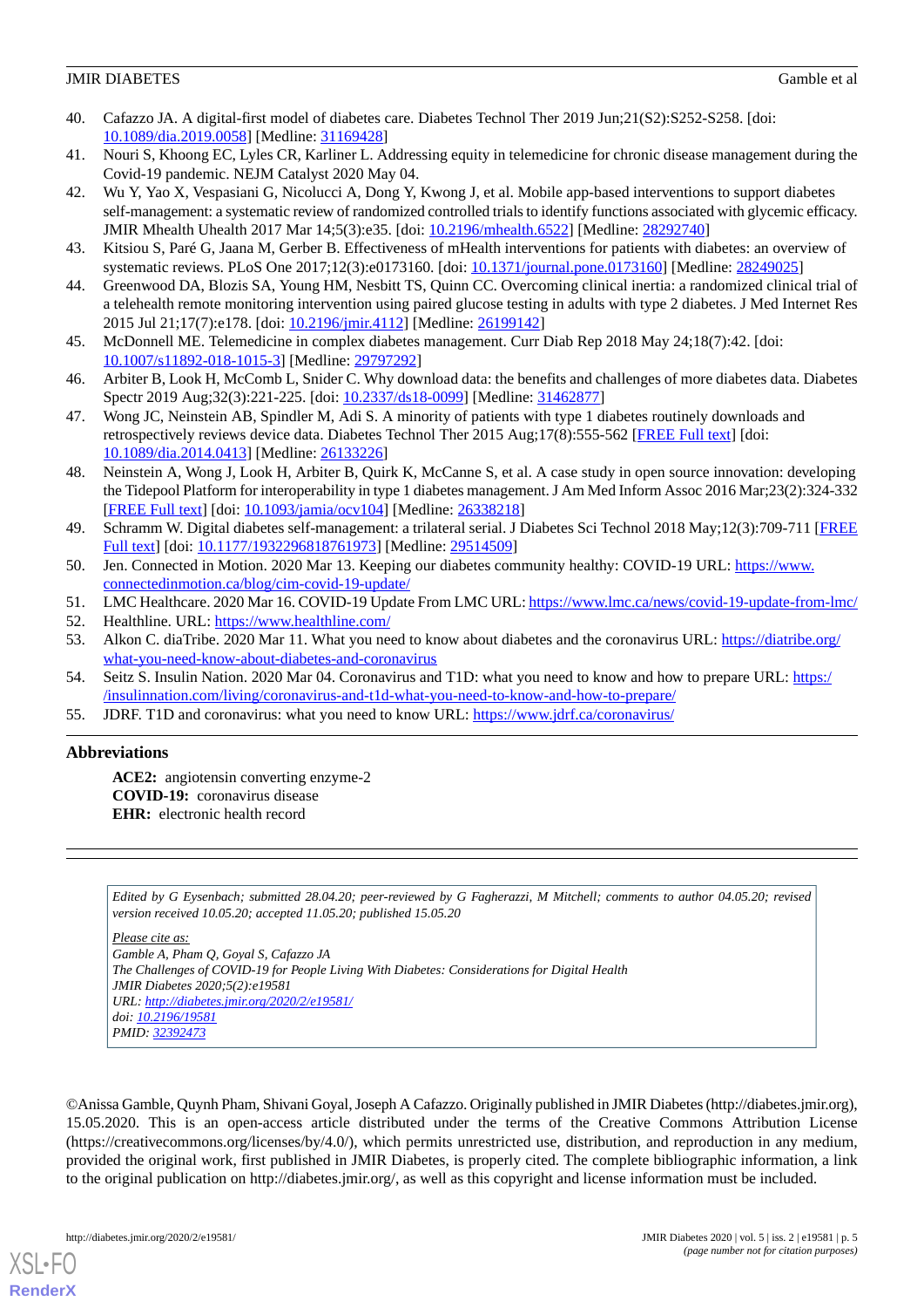40. Cafazzo JA. A digital-first model of diabetes care. Diabetes Technol Ther 2019 Jun;21(S2):S252-S258. [doi: 10.1089/dia.2019.0058] [Medline: 31169428]
41. Nouri S, Khoong EC, Lyles CR, Karliner L. Addressing equity in telemedicine for chronic disease management during the Covid-19 pandemic. NEJM Catalyst 2020 May 04.
42. Wu Y, Yao X, Vespasiani G, Nicolucci A, Dong Y, Kwong J, et al. Mobile app-based interventions to support diabetes self-management: a systematic review of randomized controlled trials to identify functions associated with glycemic efficacy. JMIR Mhealth Uhealth 2017 Mar 14;5(3):e35. [doi: 10.2196/mhealth.6522] [Medline: 28292740]
43. Kitsiou S, Paré G, Jaana M, Gerber B. Effectiveness of mHealth interventions for patients with diabetes: an overview of systematic reviews. PLoS One 2017;12(3):e0173160. [doi: 10.1371/journal.pone.0173160] [Medline: 28249025]
44. Greenwood DA, Blozis SA, Young HM, Nesbitt TS, Quinn CC. Overcoming clinical inertia: a randomized clinical trial of a telehealth remote monitoring intervention using paired glucose testing in adults with type 2 diabetes. J Med Internet Res 2015 Jul 21;17(7):e178. [doi: 10.2196/jmir.4112] [Medline: 26199142]
45. McDonnell ME. Telemedicine in complex diabetes management. Curr Diab Rep 2018 May 24;18(7):42. [doi: 10.1007/s11892-018-1015-3] [Medline: 29797292]
46. Arbiter B, Look H, McComb L, Snider C. Why download data: the benefits and challenges of more diabetes data. Diabetes Spectr 2019 Aug;32(3):221-225. [doi: 10.2337/ds18-0099] [Medline: 31462877]
47. Wong JC, Neinstein AB, Spindler M, Adi S. A minority of patients with type 1 diabetes routinely downloads and retrospectively reviews device data. Diabetes Technol Ther 2015 Aug;17(8):555-562 [FREE Full text] [doi: 10.1089/dia.2014.0413] [Medline: 26133226]
48. Neinstein A, Wong J, Look H, Arbiter B, Quirk K, McCanne S, et al. A case study in open source innovation: developing the Tidepool Platform for interoperability in type 1 diabetes management. J Am Med Inform Assoc 2016 Mar;23(2):324-332 [FREE Full text] [doi: 10.1093/jamia/ocv104] [Medline: 26338218]
49. Schramm W. Digital diabetes self-management: a trilateral serial. J Diabetes Sci Technol 2018 May;12(3):709-711 [FREE Full text] [doi: 10.1177/1932296818761973] [Medline: 29514509]
50. Jen. Connected in Motion. 2020 Mar 13. Keeping our diabetes community healthy: COVID-19 URL: https://www.connectedinmotion.ca/blog/cim-covid-19-update/
51. LMC Healthcare. 2020 Mar 16. COVID-19 Update From LMC URL: https://www.lmc.ca/news/covid-19-update-from-lmc/
52. Healthline. URL: https://www.healthline.com/
53. Alkon C. diaTribe. 2020 Mar 11. What you need to know about diabetes and the coronavirus URL: https://diatribe.org/what-you-need-know-about-diabetes-and-coronavirus
54. Seitz S. Insulin Nation. 2020 Mar 04. Coronavirus and T1D: what you need to know and how to prepare URL: https://insulinnation.com/living/coronavirus-and-t1d-what-you-need-to-know-and-how-to-prepare/
55. JDRF. T1D and coronavirus: what you need to know URL: https://www.jdrf.ca/coronavirus/

## Abbreviations

**ACE2:** angiotensin converting enzyme-2
**COVID-19:** coronavirus disease
**EHR:** electronic health record

*Edited by G Eysenbach; submitted 28.04.20; peer-reviewed by G Fagherazzi, M Mitchell; comments to author 04.05.20; revised version received 10.05.20; accepted 11.05.20; published 15.05.20*

*Please cite as:*
*Gamble A, Pham Q, Goyal S, Cafazzo JA*
*The Challenges of COVID-19 for People Living With Diabetes: Considerations for Digital Health*
*JMIR Diabetes 2020;5(2):e19581*
*URL: http://diabetes.jmir.org/2020/2/e19581/*
*doi: 10.2196/19581*
*PMID: 32392473*

©Anissa Gamble, Quynh Pham, Shivani Goyal, Joseph A Cafazzo. Originally published in JMIR Diabetes (http://diabetes.jmir.org), 15.05.2020. This is an open-access article distributed under the terms of the Creative Commons Attribution License (https://creativecommons.org/licenses/by/4.0/), which permits unrestricted use, distribution, and reproduction in any medium, provided the original work, first published in JMIR Diabetes, is properly cited. The complete bibliographic information, a link to the original publication on http://diabetes.jmir.org/, as well as this copyright and license information must be included.